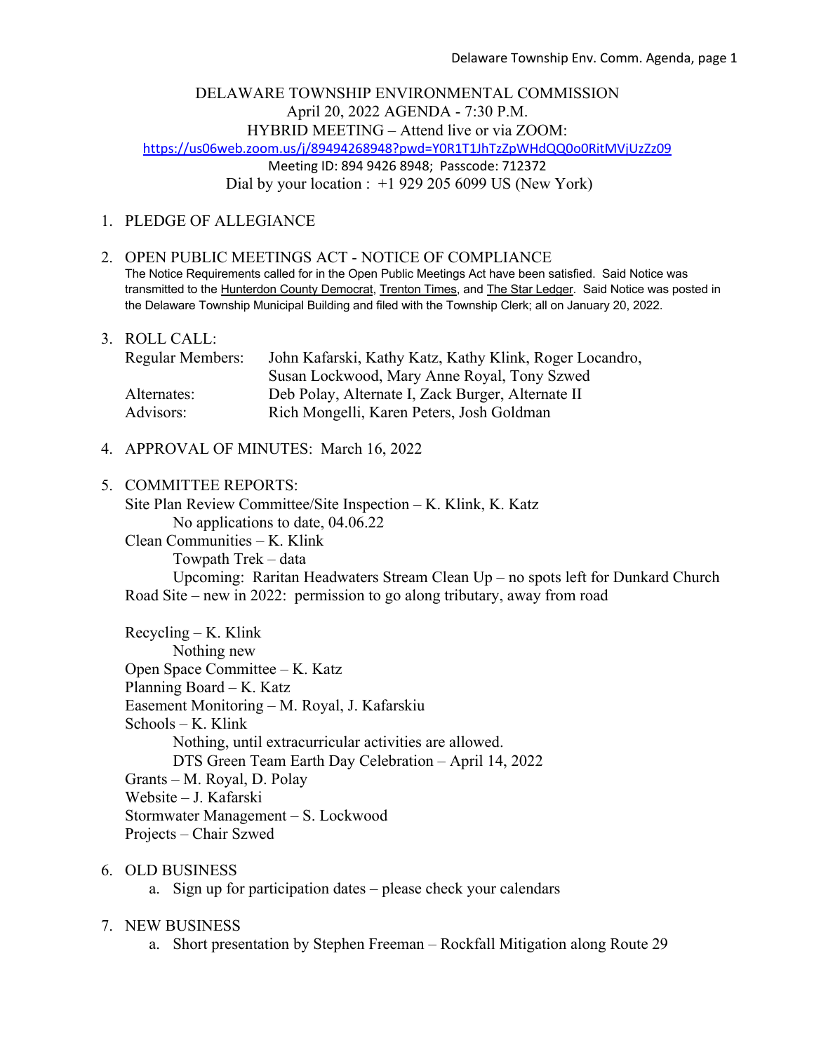DELAWARE TOWNSHIP ENVIRONMENTAL COMMISSION
April 20, 2022 AGENDA - 7:30 P.M.
HYBRID MEETING – Attend live or via ZOOM:
https://us06web.zoom.us/j/89494268948?pwd=Y0R1T1JhTzZpWHdQQ0o0RitMVjUzZz09
Meeting ID: 894 9426 8948; Passcode: 712372
Dial by your location : +1 929 205 6099 US (New York)

1. PLEDGE OF ALLEGIANCE

2. OPEN PUBLIC MEETINGS ACT - NOTICE OF COMPLIANCE
   The Notice Requirements called for in the Open Public Meetings Act have been satisfied. Said Notice was transmitted to the Hunterdon County Democrat, Trenton Times, and The Star Ledger. Said Notice was posted in the Delaware Township Municipal Building and filed with the Township Clerk; all on January 20, 2022.

3. ROLL CALL:
   Regular Members: John Kafarski, Kathy Katz, Kathy Klink, Roger Locandro, Susan Lockwood, Mary Anne Royal, Tony Szwed
   Alternates: Deb Polay, Alternate I, Zack Burger, Alternate II
   Advisors: Rich Mongelli, Karen Peters, Josh Goldman

4. APPROVAL OF MINUTES: March 16, 2022

5. COMMITTEE REPORTS:
   Site Plan Review Committee/Site Inspection – K. Klink, K. Katz
      No applications to date, 04.06.22
   Clean Communities – K. Klink
      Towpath Trek – data
      Upcoming: Raritan Headwaters Stream Clean Up – no spots left for Dunkard Church Road Site – new in 2022: permission to go along tributary, away from road

   Recycling – K. Klink
      Nothing new
   Open Space Committee – K. Katz
   Planning Board – K. Katz
   Easement Monitoring – M. Royal, J. Kafarskiu
   Schools – K. Klink
      Nothing, until extracurricular activities are allowed.
      DTS Green Team Earth Day Celebration – April 14, 2022
   Grants – M. Royal, D. Polay
   Website – J. Kafarski
   Stormwater Management – S. Lockwood
   Projects – Chair Szwed

6. OLD BUSINESS
   a. Sign up for participation dates – please check your calendars

7. NEW BUSINESS
   a. Short presentation by Stephen Freeman – Rockfall Mitigation along Route 29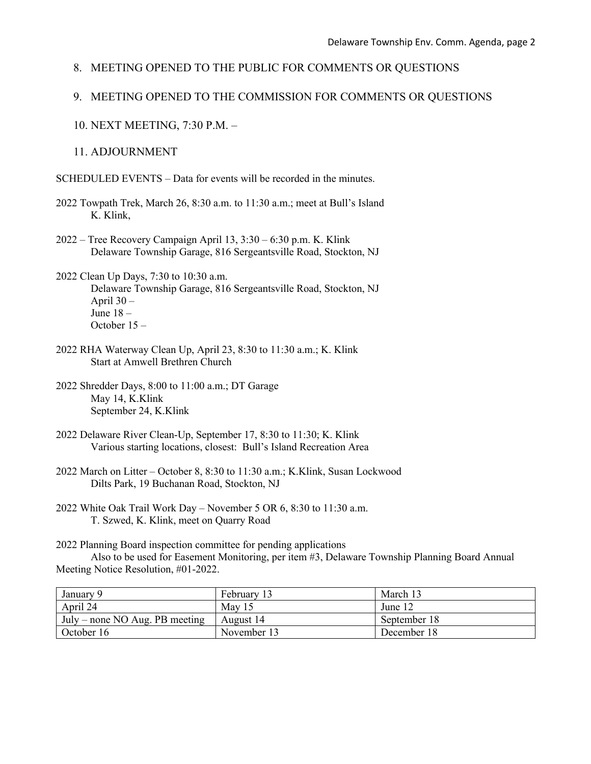8. MEETING OPENED TO THE PUBLIC FOR COMMENTS OR QUESTIONS

9. MEETING OPENED TO THE COMMISSION FOR COMMENTS OR QUESTIONS

10. NEXT MEETING, 7:30 P.M. –

11. ADJOURNMENT

SCHEDULED EVENTS – Data for events will be recorded in the minutes.

2022 Towpath Trek, March 26, 8:30 a.m. to 11:30 a.m.; meet at Bull's Island
K. Klink,

2022 – Tree Recovery Campaign April 13, 3:30 – 6:30 p.m. K. Klink
Delaware Township Garage, 816 Sergeantsville Road, Stockton, NJ

2022 Clean Up Days, 7:30 to 10:30 a.m.
Delaware Township Garage, 816 Sergeantsville Road, Stockton, NJ
April 30 –
June 18 –
October 15 –

2022 RHA Waterway Clean Up, April 23, 8:30 to 11:30 a.m.; K. Klink
Start at Amwell Brethren Church

2022 Shredder Days, 8:00 to 11:00 a.m.; DT Garage
May 14, K.Klink
September 24, K.Klink

2022 Delaware River Clean-Up, September 17, 8:30 to 11:30; K. Klink
Various starting locations, closest: Bull's Island Recreation Area

2022 March on Litter – October 8, 8:30 to 11:30 a.m.; K.Klink, Susan Lockwood
Dilts Park, 19 Buchanan Road, Stockton, NJ

2022 White Oak Trail Work Day – November 5 OR 6, 8:30 to 11:30 a.m.
T. Szwed, K. Klink, meet on Quarry Road

2022 Planning Board inspection committee for pending applications
Also to be used for Easement Monitoring, per item #3, Delaware Township Planning Board Annual Meeting Notice Resolution, #01-2022.

| | | |
|---|---|---|
| January 9 | February 13 | March 13 |
| April 24 | May 15 | June 12 |
| July – none NO Aug. PB meeting | August 14 | September 18 |
| October 16 | November 13 | December 18 |